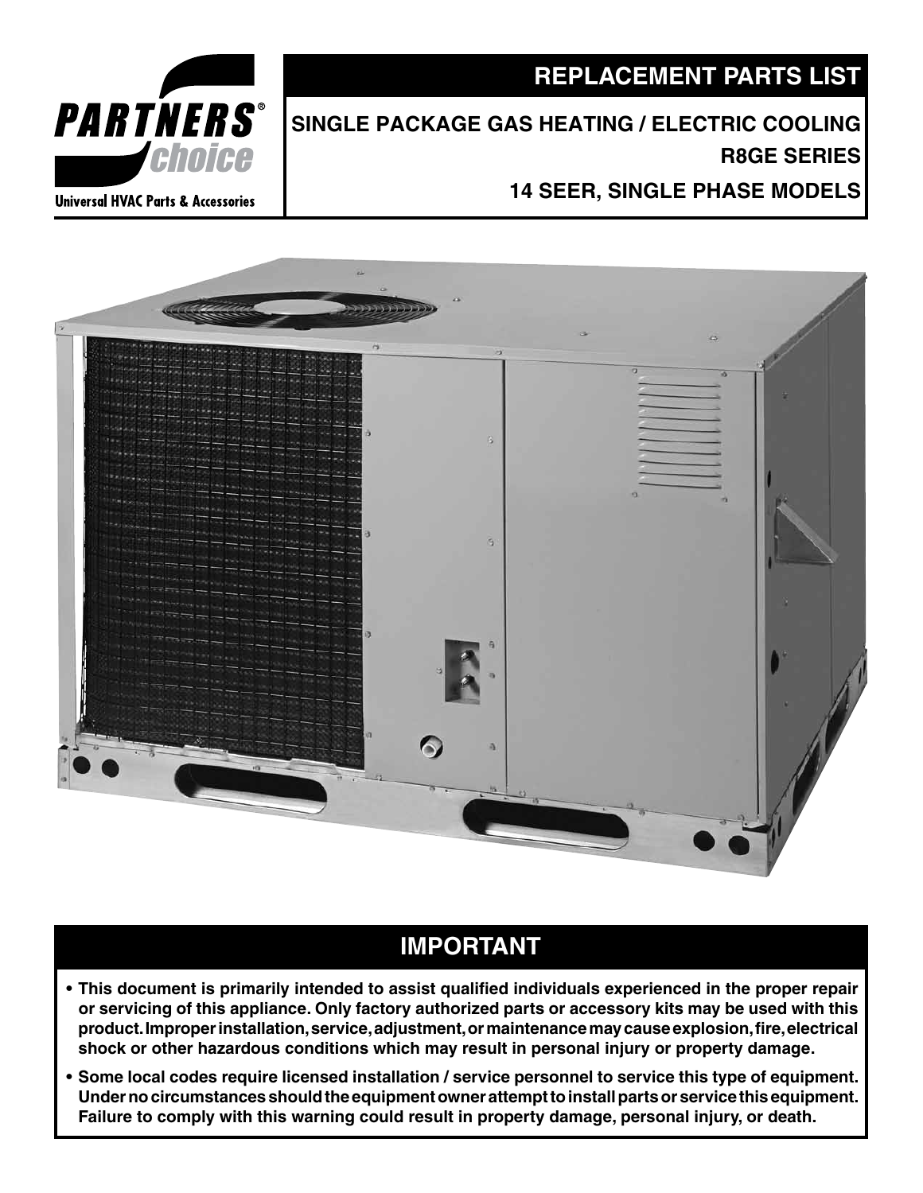PARTNERS® choice

Universal HVAC Parts & Accessories

# REPLACEMENT PARTS LIST

## SINGLE PACKAGE GAS HEATING / ELECTRIC COOLING

## R8GE SERIES

## 14 SEER, SINGLE PHASE MODELS

## IMPORTANT

- **This document is primarily intended to assist qualified individuals experienced in the proper repair or servicing of this appliance. Only factory authorized parts or accessory kits may be used with this product. Improper installation, service, adjustment, or maintenance may cause explosion, fire, electrical shock or other hazardous conditions which may result in personal injury or property damage.**
- **Some local codes require licensed installation / service personnel to service this type of equipment. Under no circumstances should the equipment owner attempt to install parts or service this equipment. Failure to comply with this warning could result in property damage, personal injury, or death.**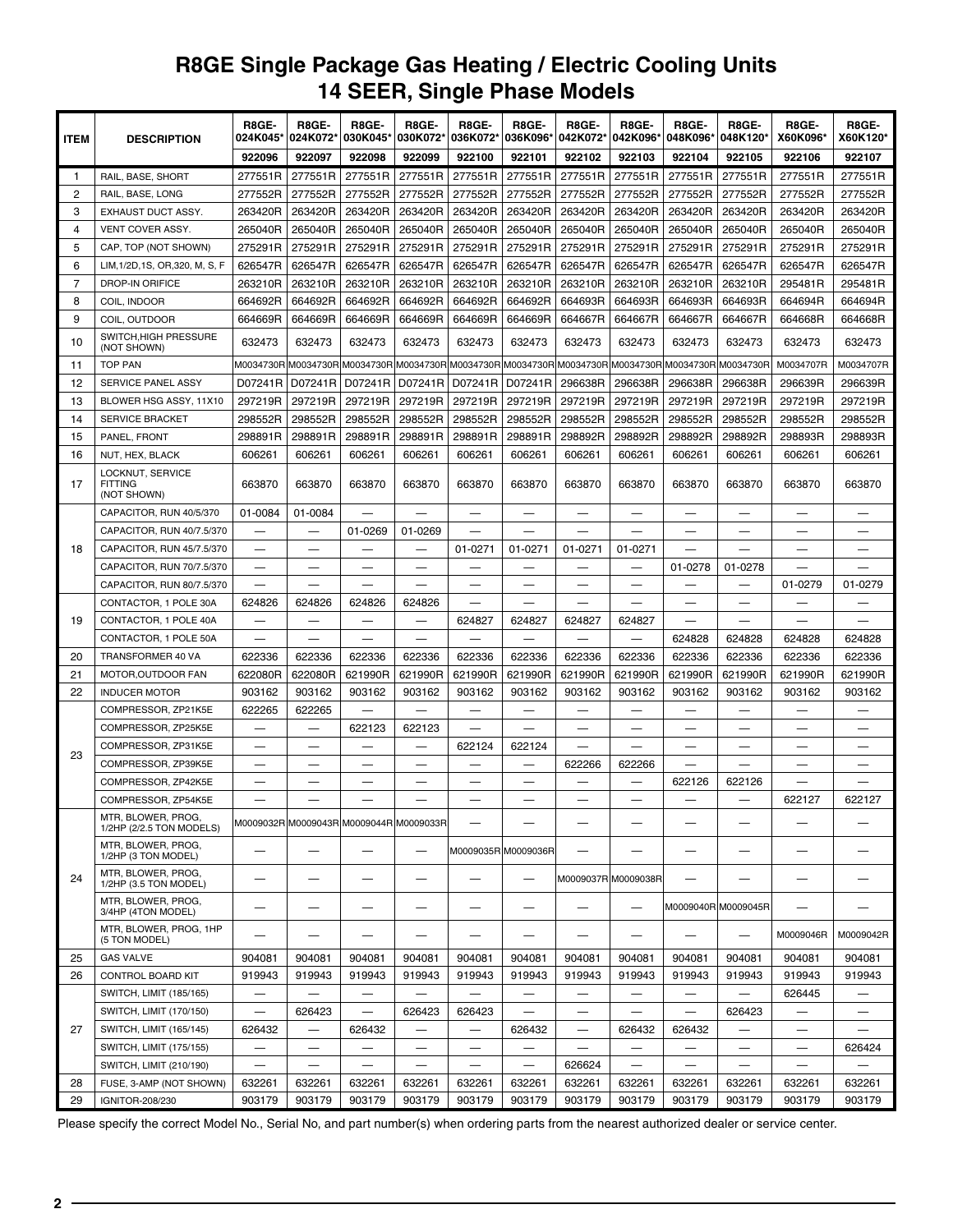# R8GE Single Package Gas Heating / Electric Cooling Units
## 14 SEER, Single Phase Models

| ITEM | DESCRIPTION | R8GE-024K045* | R8GE-024K072* | R8GE-030K045* | R8GE-030K072* | R8GE-036K072* | R8GE-036K096* | R8GE-042K072* | R8GE-042K096* | R8GE-048K096* | R8GE-048K120* | R8GE-X60K096* | R8GE-X60K120* |
|---|---|---|---|---|---|---|---|---|---|---|---|---|---|
| | | 922096 | 922097 | 922098 | 922099 | 922100 | 922101 | 922102 | 922103 | 922104 | 922105 | 922106 | 922107 |
| 1 | RAIL, BASE, SHORT | 277551R | 277551R | 277551R | 277551R | 277551R | 277551R | 277551R | 277551R | 277551R | 277551R | 277551R | 277551R |
| 2 | RAIL, BASE, LONG | 277552R | 277552R | 277552R | 277552R | 277552R | 277552R | 277552R | 277552R | 277552R | 277552R | 277552R | 277552R |
| 3 | EXHAUST DUCT ASSY. | 263420R | 263420R | 263420R | 263420R | 263420R | 263420R | 263420R | 263420R | 263420R | 263420R | 263420R | 263420R |
| 4 | VENT COVER ASSY. | 265040R | 265040R | 265040R | 265040R | 265040R | 265040R | 265040R | 265040R | 265040R | 265040R | 265040R | 265040R |
| 5 | CAP, TOP (NOT SHOWN) | 275291R | 275291R | 275291R | 275291R | 275291R | 275291R | 275291R | 275291R | 275291R | 275291R | 275291R | 275291R |
| 6 | LIM,1/2D,1S, OR,320, M, S, F | 626547R | 626547R | 626547R | 626547R | 626547R | 626547R | 626547R | 626547R | 626547R | 626547R | 626547R | 626547R |
| 7 | DROP-IN ORIFICE | 263210R | 263210R | 263210R | 263210R | 263210R | 263210R | 263210R | 263210R | 263210R | 263210R | 295481R | 295481R |
| 8 | COIL, INDOOR | 664692R | 664692R | 664692R | 664692R | 664692R | 664692R | 664693R | 664693R | 664693R | 664693R | 664694R | 664694R |
| 9 | COIL, OUTDOOR | 664669R | 664669R | 664669R | 664669R | 664669R | 664669R | 664667R | 664667R | 664667R | 664667R | 664668R | 664668R |
| 10 | SWITCH,HIGH PRESSURE (NOT SHOWN) | 632473 | 632473 | 632473 | 632473 | 632473 | 632473 | 632473 | 632473 | 632473 | 632473 | 632473 | 632473 |
| 11 | TOP PAN | M0034730R | M0034730R | M0034730R | M0034730R | M0034730R | M0034730R | M0034730R | M0034730R | M0034730R | M0034730R | M0034707R | M0034707R |
| 12 | SERVICE PANEL ASSY | D07241R | D07241R | D07241R | D07241R | D07241R | D07241R | 296638R | 296638R | 296638R | 296638R | 296639R | 296639R |
| 13 | BLOWER HSG ASSY, 11X10 | 297219R | 297219R | 297219R | 297219R | 297219R | 297219R | 297219R | 297219R | 297219R | 297219R | 297219R | 297219R |
| 14 | SERVICE BRACKET | 298552R | 298552R | 298552R | 298552R | 298552R | 298552R | 298552R | 298552R | 298552R | 298552R | 298552R | 298552R |
| 15 | PANEL, FRONT | 298891R | 298891R | 298891R | 298891R | 298891R | 298891R | 298892R | 298892R | 298892R | 298892R | 298893R | 298893R |
| 16 | NUT, HEX, BLACK | 606261 | 606261 | 606261 | 606261 | 606261 | 606261 | 606261 | 606261 | 606261 | 606261 | 606261 | 606261 |
| 17 | LOCKNUT, SERVICE FITTING (NOT SHOWN) | 663870 | 663870 | 663870 | 663870 | 663870 | 663870 | 663870 | 663870 | 663870 | 663870 | 663870 | 663870 |
| 18 | CAPACITOR, RUN 40/5/370 | 01-0084 | 01-0084 | — | — | — | — | — | — | — | — | — | — |
| | CAPACITOR, RUN 40/7.5/370 | — | — | 01-0269 | 01-0269 | — | — | — | — | — | — | — | — |
| | CAPACITOR, RUN 45/7.5/370 | — | — | — | — | 01-0271 | 01-0271 | 01-0271 | 01-0271 | — | — | — | — |
| | CAPACITOR, RUN 70/7.5/370 | — | — | — | — | — | — | — | — | 01-0278 | 01-0278 | — | — |
| | CAPACITOR, RUN 80/7.5/370 | — | — | — | — | — | — | — | — | — | — | 01-0279 | 01-0279 |
| 19 | CONTACTOR, 1 POLE 30A | 624826 | 624826 | 624826 | 624826 | — | — | — | — | — | — | — | — |
| | CONTACTOR, 1 POLE 40A | — | — | — | — | 624827 | 624827 | 624827 | 624827 | — | — | — | — |
| | CONTACTOR, 1 POLE 50A | — | — | — | — | — | — | — | — | 624828 | 624828 | 624828 | 624828 |
| 20 | TRANSFORMER 40 VA | 622336 | 622336 | 622336 | 622336 | 622336 | 622336 | 622336 | 622336 | 622336 | 622336 | 622336 | 622336 |
| 21 | MOTOR,OUTDOOR FAN | 622080R | 622080R | 621990R | 621990R | 621990R | 621990R | 621990R | 621990R | 621990R | 621990R | 621990R | 621990R |
| 22 | INDUCER MOTOR | 903162 | 903162 | 903162 | 903162 | 903162 | 903162 | 903162 | 903162 | 903162 | 903162 | 903162 | 903162 |
| 23 | COMPRESSOR, ZP21K5E | 622265 | 622265 | — | — | — | — | — | — | — | — | — | — |
| | COMPRESSOR, ZP25K5E | — | — | 622123 | 622123 | — | — | — | — | — | — | — | — |
| | COMPRESSOR, ZP31K5E | — | — | — | — | 622124 | 622124 | — | — | — | — | — | — |
| | COMPRESSOR, ZP39K5E | — | — | — | — | — | — | 622266 | 622266 | — | — | — | — |
| | COMPRESSOR, ZP42K5E | — | — | — | — | — | — | — | — | 622126 | 622126 | — | — |
| | COMPRESSOR, ZP54K5E | — | — | — | — | — | — | — | — | — | — | 622127 | 622127 |
| 24 | MTR, BLOWER, PROG, 1/2HP (2/2.5 TON MODELS) | M0009032R | M0009043R | M0009044R | M0009033R | — | — | — | — | — | — | — | — |
| | MTR, BLOWER, PROG, 1/2HP (3 TON MODEL) | — | — | — | — | M0009035R | M0009036R | — | — | — | — | — | — |
| | MTR, BLOWER, PROG, 1/2HP (3.5 TON MODEL) | — | — | — | — | — | — | M0009037R | M0009038R | — | — | — | — |
| | MTR, BLOWER, PROG, 3/4HP (4TON MODEL) | — | — | — | — | — | — | — | — | M0009040R | M0009045R | — | — |
| | MTR, BLOWER, PROG, 1HP (5 TON MODEL) | — | — | — | — | — | — | — | — | — | — | M0009046R | M0009042R |
| 25 | GAS VALVE | 904081 | 904081 | 904081 | 904081 | 904081 | 904081 | 904081 | 904081 | 904081 | 904081 | 904081 | 904081 |
| 26 | CONTROL BOARD KIT | 919943 | 919943 | 919943 | 919943 | 919943 | 919943 | 919943 | 919943 | 919943 | 919943 | 919943 | 919943 |
| 27 | SWITCH, LIMIT (185/165) | — | — | — | — | — | — | — | — | — | — | 626445 | — |
| | SWITCH, LIMIT (170/150) | — | 626423 | — | 626423 | 626423 | — | — | — | — | 626423 | — | — |
| | SWITCH, LIMIT (165/145) | 626432 | — | 626432 | — | — | 626432 | — | 626432 | 626432 | — | — | — |
| | SWITCH, LIMIT (175/155) | — | — | — | — | — | — | — | — | — | — | — | 626424 |
| | SWITCH, LIMIT (210/190) | — | — | — | — | — | — | 626624 | — | — | — | — | — |
| 28 | FUSE, 3-AMP (NOT SHOWN) | 632261 | 632261 | 632261 | 632261 | 632261 | 632261 | 632261 | 632261 | 632261 | 632261 | 632261 | 632261 |
| 29 | IGNITOR-208/230 | 903179 | 903179 | 903179 | 903179 | 903179 | 903179 | 903179 | 903179 | 903179 | 903179 | 903179 | 903179 |

Please specify the correct Model No., Serial No, and part number(s) when ordering parts from the nearest authorized dealer or service center.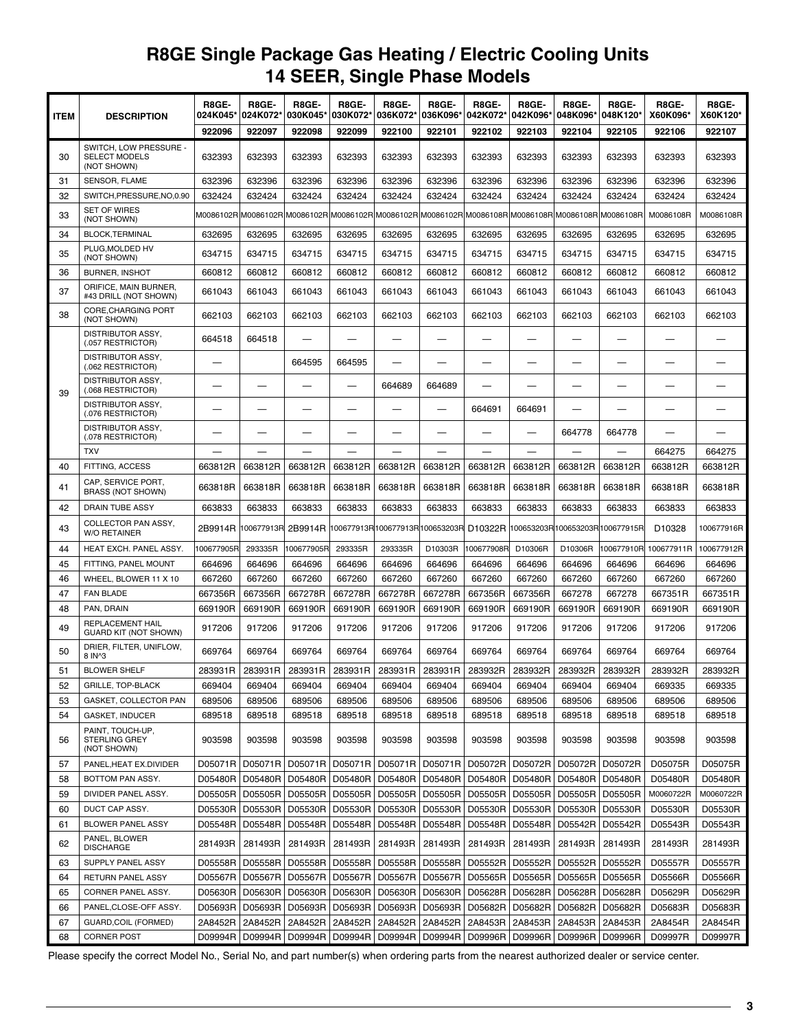# R8GE Single Package Gas Heating / Electric Cooling Units
## 14 SEER, Single Phase Models

| ITEM | DESCRIPTION | R8GE-024K045* | R8GE-024K072* | R8GE-030K045* | R8GE-030K072* | R8GE-036K072* | R8GE-036K096* | R8GE-042K072* | R8GE-042K096* | R8GE-048K096* | R8GE-048K120* | R8GE-X60K096* | R8GE-X60K120* |
|---|---|---|---|---|---|---|---|---|---|---|---|---|---|
| | | 922096 | 922097 | 922098 | 922099 | 922100 | 922101 | 922102 | 922103 | 922104 | 922105 | 922106 | 922107 |
| 30 | SWITCH, LOW PRESSURE - SELECT MODELS (NOT SHOWN) | 632393 | 632393 | 632393 | 632393 | 632393 | 632393 | 632393 | 632393 | 632393 | 632393 | 632393 | 632393 |
| 31 | SENSOR, FLAME | 632396 | 632396 | 632396 | 632396 | 632396 | 632396 | 632396 | 632396 | 632396 | 632396 | 632396 | 632396 |
| 32 | SWITCH,PRESSURE,NO,0.90 | 632424 | 632424 | 632424 | 632424 | 632424 | 632424 | 632424 | 632424 | 632424 | 632424 | 632424 | 632424 |
| 33 | SET OF WIRES (NOT SHOWN) | M0086102R | M0086102R | M0086102R | M0086102R | M0086102R | M0086102R | M0086108R | M0086108R | M0086108R | M0086108R | M0086108R | M0086108R |
| 34 | BLOCK,TERMINAL | 632695 | 632695 | 632695 | 632695 | 632695 | 632695 | 632695 | 632695 | 632695 | 632695 | 632695 | 632695 |
| 35 | PLUG,MOLDED HV (NOT SHOWN) | 634715 | 634715 | 634715 | 634715 | 634715 | 634715 | 634715 | 634715 | 634715 | 634715 | 634715 | 634715 |
| 36 | BURNER, INSHOT | 660812 | 660812 | 660812 | 660812 | 660812 | 660812 | 660812 | 660812 | 660812 | 660812 | 660812 | 660812 |
| 37 | ORIFICE, MAIN BURNER, #43 DRILL (NOT SHOWN) | 661043 | 661043 | 661043 | 661043 | 661043 | 661043 | 661043 | 661043 | 661043 | 661043 | 661043 | 661043 |
| 38 | CORE,CHARGING PORT (NOT SHOWN) | 662103 | 662103 | 662103 | 662103 | 662103 | 662103 | 662103 | 662103 | 662103 | 662103 | 662103 | 662103 |
| 39 | DISTRIBUTOR ASSY, (.057 RESTRICTOR) | 664518 | 664518 | — | — | — | — | — | — | — | — | — | — |
| | DISTRIBUTOR ASSY, (.062 RESTRICTOR) | — | | 664595 | 664595 | — | — | — | — | — | — | — | — |
| | DISTRIBUTOR ASSY, (.068 RESTRICTOR) | — | — | — | — | 664689 | 664689 | — | — | — | — | — | — |
| | DISTRIBUTOR ASSY, (.076 RESTRICTOR) | — | — | — | — | — | — | 664691 | 664691 | — | — | — | — |
| | DISTRIBUTOR ASSY, (.078 RESTRICTOR) | — | — | — | — | — | — | — | — | 664778 | 664778 | — | — |
| | TXV | — | — | — | — | — | — | — | — | — | — | 664275 | 664275 |
| 40 | FITTING, ACCESS | 663812R | 663812R | 663812R | 663812R | 663812R | 663812R | 663812R | 663812R | 663812R | 663812R | 663812R | 663812R |
| 41 | CAP, SERVICE PORT, BRASS (NOT SHOWN) | 663818R | 663818R | 663818R | 663818R | 663818R | 663818R | 663818R | 663818R | 663818R | 663818R | 663818R | 663818R |
| 42 | DRAIN TUBE ASSY | 663833 | 663833 | 663833 | 663833 | 663833 | 663833 | 663833 | 663833 | 663833 | 663833 | 663833 | 663833 |
| 43 | COLLECTOR PAN ASSY, W/O RETAINER | 2B9914R | 100677913R | 2B9914R | 100677913R | 100677913R | 100653203R | D10322R | 100653203R | 100653203R | 100677915R | D10328 | 100677916R |
| 44 | HEAT EXCH. PANEL ASSY. | 100677905R | 293335R | 100677905R | 293335R | 293335R | D10303R | 100677908R | D10306R | D10306R | 100677910R | 100677911R | 100677912R |
| 45 | FITTING, PANEL MOUNT | 664696 | 664696 | 664696 | 664696 | 664696 | 664696 | 664696 | 664696 | 664696 | 664696 | 664696 | 664696 |
| 46 | WHEEL, BLOWER 11 X 10 | 667260 | 667260 | 667260 | 667260 | 667260 | 667260 | 667260 | 667260 | 667260 | 667260 | 667260 | 667260 |
| 47 | FAN BLADE | 667356R | 667356R | 667278R | 667278R | 667278R | 667278R | 667356R | 667356R | 667278 | 667278 | 667351R | 667351R |
| 48 | PAN, DRAIN | 669190R | 669190R | 669190R | 669190R | 669190R | 669190R | 669190R | 669190R | 669190R | 669190R | 669190R | 669190R |
| 49 | REPLACEMENT HAIL GUARD KIT (NOT SHOWN) | 917206 | 917206 | 917206 | 917206 | 917206 | 917206 | 917206 | 917206 | 917206 | 917206 | 917206 | 917206 |
| 50 | DRIER, FILTER, UNIFLOW, 8 IN^3 | 669764 | 669764 | 669764 | 669764 | 669764 | 669764 | 669764 | 669764 | 669764 | 669764 | 669764 | 669764 |
| 51 | BLOWER SHELF | 283931R | 283931R | 283931R | 283931R | 283931R | 283931R | 283932R | 283932R | 283932R | 283932R | 283932R | 283932R |
| 52 | GRILLE, TOP-BLACK | 669404 | 669404 | 669404 | 669404 | 669404 | 669404 | 669404 | 669404 | 669404 | 669404 | 669335 | 669335 |
| 53 | GASKET, COLLECTOR PAN | 689506 | 689506 | 689506 | 689506 | 689506 | 689506 | 689506 | 689506 | 689506 | 689506 | 689506 | 689506 |
| 54 | GASKET, INDUCER | 689518 | 689518 | 689518 | 689518 | 689518 | 689518 | 689518 | 689518 | 689518 | 689518 | 689518 | 689518 |
| 56 | PAINT, TOUCH-UP, STERLING GREY (NOT SHOWN) | 903598 | 903598 | 903598 | 903598 | 903598 | 903598 | 903598 | 903598 | 903598 | 903598 | 903598 | 903598 |
| 57 | PANEL,HEAT EX.DIVIDER | D05071R | D05071R | D05071R | D05071R | D05071R | D05071R | D05072R | D05072R | D05072R | D05072R | D05075R | D05075R |
| 58 | BOTTOM PAN ASSY. | D05480R | D05480R | D05480R | D05480R | D05480R | D05480R | D05480R | D05480R | D05480R | D05480R | D05480R | D05480R |
| 59 | DIVIDER PANEL ASSY. | D05505R | D05505R | D05505R | D05505R | D05505R | D05505R | D05505R | D05505R | D05505R | D05505R | M0060722R | M0060722R |
| 60 | DUCT CAP ASSY. | D05530R | D05530R | D05530R | D05530R | D05530R | D05530R | D05530R | D05530R | D05530R | D05530R | D05530R | D05530R |
| 61 | BLOWER PANEL ASSY | D05548R | D05548R | D05548R | D05548R | D05548R | D05548R | D05548R | D05548R | D05542R | D05542R | D05543R | D05543R |
| 62 | PANEL, BLOWER DISCHARGE | 281493R | 281493R | 281493R | 281493R | 281493R | 281493R | 281493R | 281493R | 281493R | 281493R | 281493R | 281493R |
| 63 | SUPPLY PANEL ASSY | D05558R | D05558R | D05558R | D05558R | D05558R | D05558R | D05552R | D05552R | D05552R | D05552R | D05557R | D05557R |
| 64 | RETURN PANEL ASSY | D05567R | D05567R | D05567R | D05567R | D05567R | D05567R | D05565R | D05565R | D05565R | D05565R | D05566R | D05566R |
| 65 | CORNER PANEL ASSY. | D05630R | D05630R | D05630R | D05630R | D05630R | D05630R | D05628R | D05628R | D05628R | D05628R | D05629R | D05629R |
| 66 | PANEL,CLOSE-OFF ASSY. | D05693R | D05693R | D05693R | D05693R | D05693R | D05693R | D05682R | D05682R | D05682R | D05682R | D05683R | D05683R |
| 67 | GUARD,COIL (FORMED) | 2A8452R | 2A8452R | 2A8452R | 2A8452R | 2A8452R | 2A8452R | 2A8453R | 2A8453R | 2A8453R | 2A8453R | 2A8454R | 2A8454R |
| 68 | CORNER POST | D09994R | D09994R | D09994R | D09994R | D09994R | D09994R | D09996R | D09996R | D09996R | D09996R | D09997R | D09997R |

Please specify the correct Model No., Serial No, and part number(s) when ordering parts from the nearest authorized dealer or service center.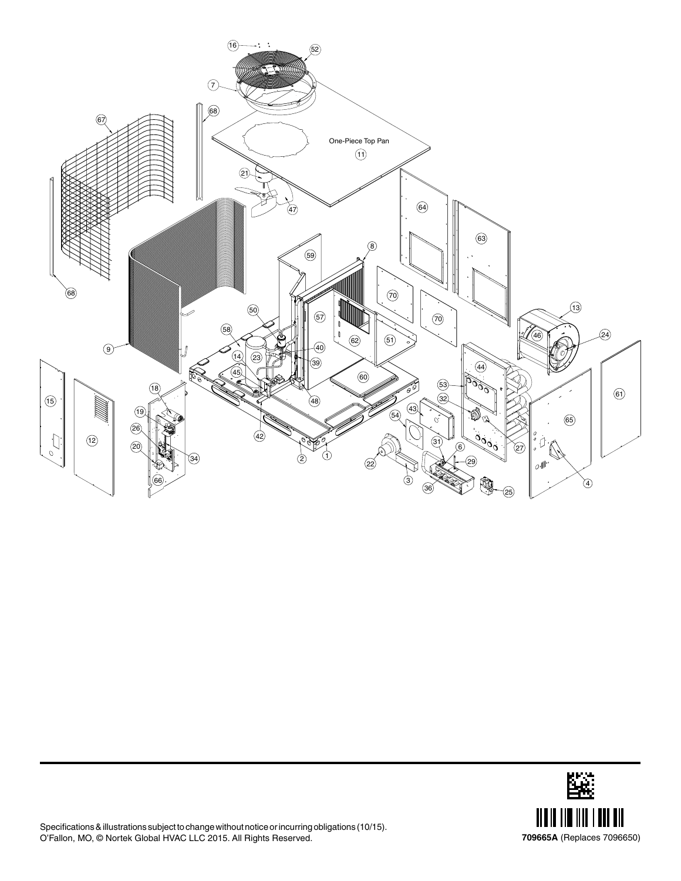One-Piece Top Pan

Specifications & illustrations subject to change without notice or incurring obligations (10/15).
O'Fallon, MO, © Nortek Global HVAC LLC 2015. All Rights Reserved.

**709665A** (Replaces 7096650)